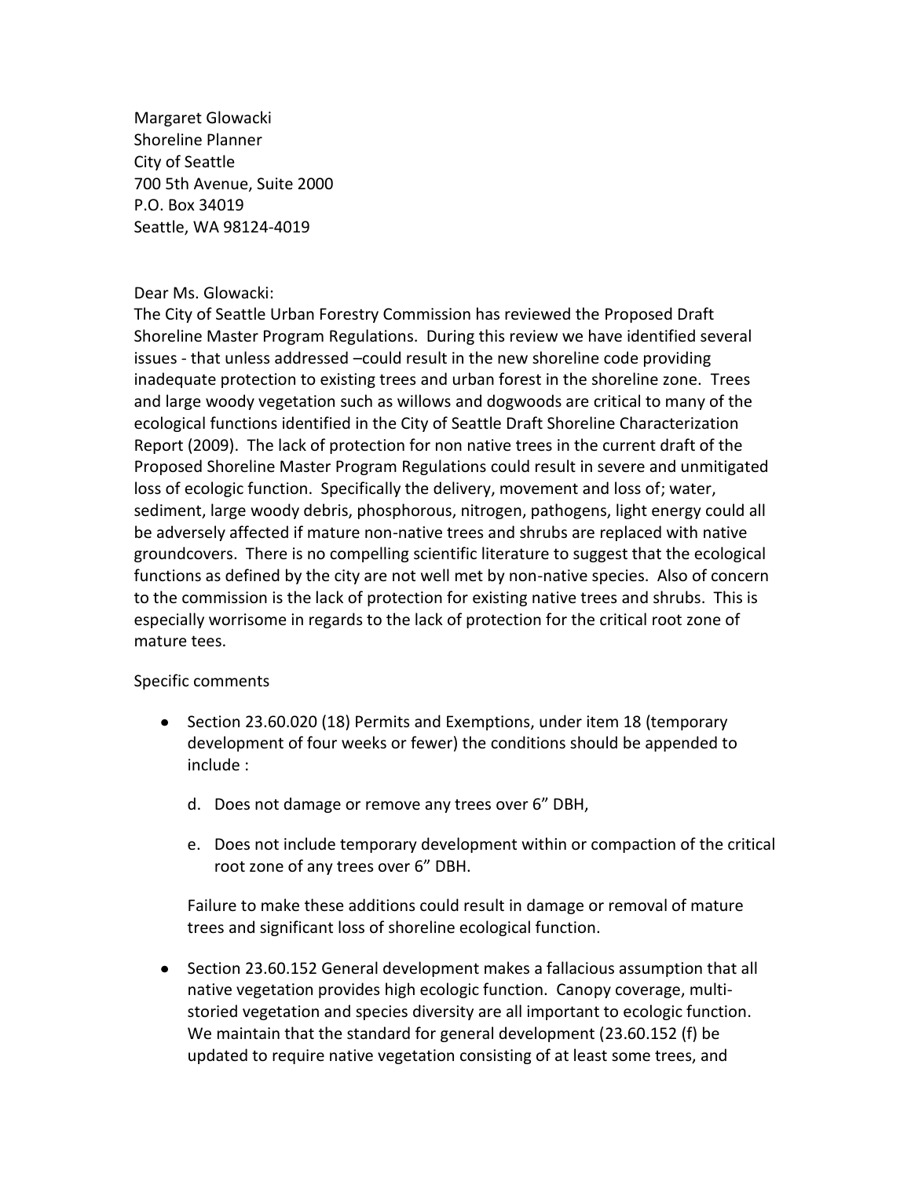Margaret Glowacki
Shoreline Planner
City of Seattle
700 5th Avenue, Suite 2000
P.O. Box 34019
Seattle, WA 98124-4019

Dear Ms. Glowacki:

The City of Seattle Urban Forestry Commission has reviewed the Proposed Draft Shoreline Master Program Regulations. During this review we have identified several issues - that unless addressed –could result in the new shoreline code providing inadequate protection to existing trees and urban forest in the shoreline zone. Trees and large woody vegetation such as willows and dogwoods are critical to many of the ecological functions identified in the City of Seattle Draft Shoreline Characterization Report (2009). The lack of protection for non native trees in the current draft of the Proposed Shoreline Master Program Regulations could result in severe and unmitigated loss of ecologic function. Specifically the delivery, movement and loss of; water, sediment, large woody debris, phosphorous, nitrogen, pathogens, light energy could all be adversely affected if mature non-native trees and shrubs are replaced with native groundcovers. There is no compelling scientific literature to suggest that the ecological functions as defined by the city are not well met by non-native species. Also of concern to the commission is the lack of protection for existing native trees and shrubs. This is especially worrisome in regards to the lack of protection for the critical root zone of mature tees.

Specific comments

- Section 23.60.020 (18) Permits and Exemptions, under item 18 (temporary development of four weeks or fewer) the conditions should be appended to include :

  d. Does not damage or remove any trees over 6" DBH,

  e. Does not include temporary development within or compaction of the critical root zone of any trees over 6" DBH.

  Failure to make these additions could result in damage or removal of mature trees and significant loss of shoreline ecological function.

- Section 23.60.152 General development makes a fallacious assumption that all native vegetation provides high ecologic function. Canopy coverage, multi-storied vegetation and species diversity are all important to ecologic function. We maintain that the standard for general development (23.60.152 (f) be updated to require native vegetation consisting of at least some trees, and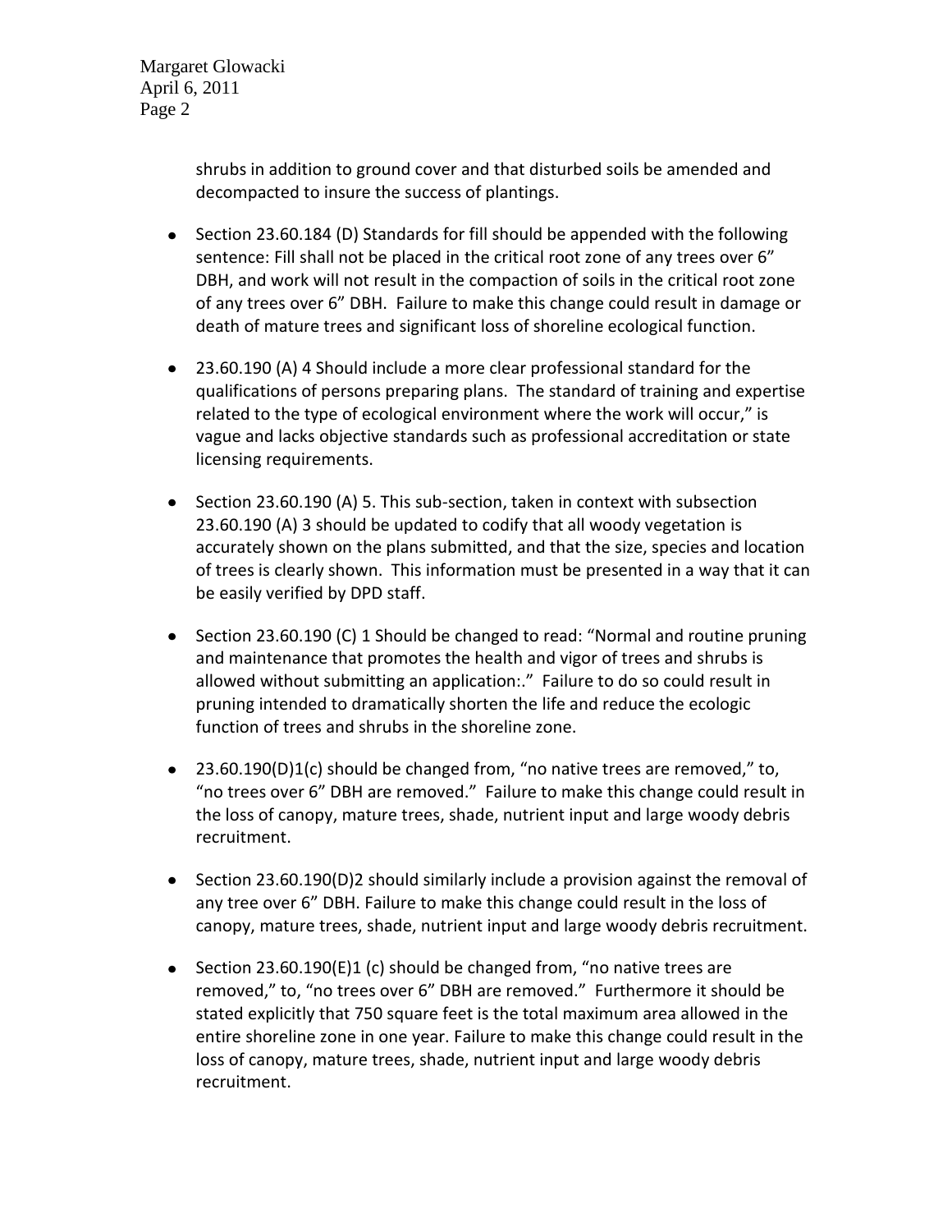shrubs in addition to ground cover and that disturbed soils be amended and decompacted to insure the success of plantings.

- Section 23.60.184 (D) Standards for fill should be appended with the following sentence: Fill shall not be placed in the critical root zone of any trees over 6" DBH, and work will not result in the compaction of soils in the critical root zone of any trees over 6" DBH. Failure to make this change could result in damage or death of mature trees and significant loss of shoreline ecological function.

- 23.60.190 (A) 4 Should include a more clear professional standard for the qualifications of persons preparing plans. The standard of training and expertise related to the type of ecological environment where the work will occur," is vague and lacks objective standards such as professional accreditation or state licensing requirements.

- Section 23.60.190 (A) 5. This sub-section, taken in context with subsection 23.60.190 (A) 3 should be updated to codify that all woody vegetation is accurately shown on the plans submitted, and that the size, species and location of trees is clearly shown. This information must be presented in a way that it can be easily verified by DPD staff.

- Section 23.60.190 (C) 1 Should be changed to read: "Normal and routine pruning and maintenance that promotes the health and vigor of trees and shrubs is allowed without submitting an application:." Failure to do so could result in pruning intended to dramatically shorten the life and reduce the ecologic function of trees and shrubs in the shoreline zone.

- 23.60.190(D)1(c) should be changed from, "no native trees are removed," to, "no trees over 6" DBH are removed." Failure to make this change could result in the loss of canopy, mature trees, shade, nutrient input and large woody debris recruitment.

- Section 23.60.190(D)2 should similarly include a provision against the removal of any tree over 6" DBH. Failure to make this change could result in the loss of canopy, mature trees, shade, nutrient input and large woody debris recruitment.

- Section 23.60.190(E)1 (c) should be changed from, "no native trees are removed," to, "no trees over 6" DBH are removed." Furthermore it should be stated explicitly that 750 square feet is the total maximum area allowed in the entire shoreline zone in one year. Failure to make this change could result in the loss of canopy, mature trees, shade, nutrient input and large woody debris recruitment.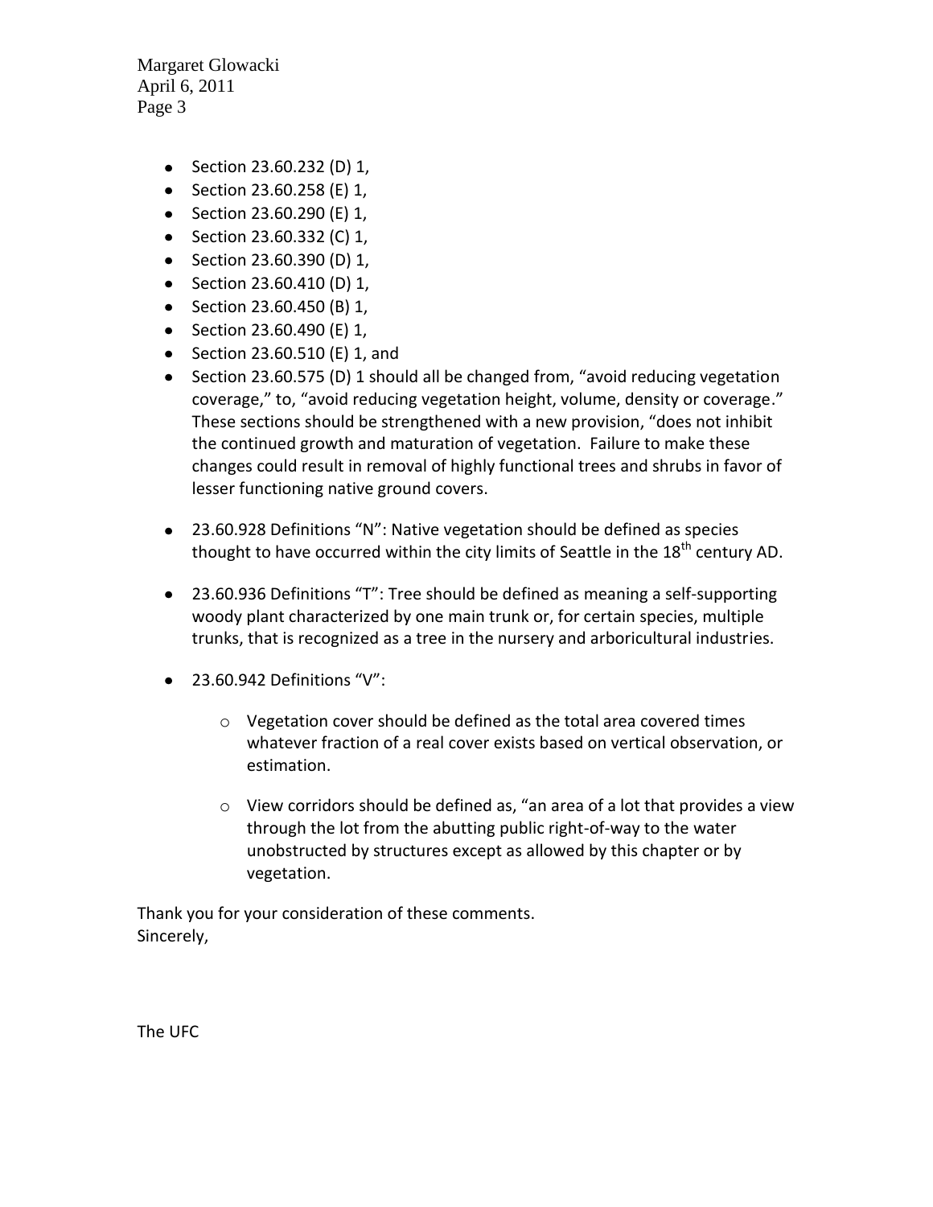- Section 23.60.232 (D) 1,
- Section 23.60.258 (E) 1,
- Section 23.60.290 (E) 1,
- Section 23.60.332 (C) 1,
- Section 23.60.390 (D) 1,
- Section 23.60.410 (D) 1,
- Section 23.60.450 (B) 1,
- Section 23.60.490 (E) 1,
- Section 23.60.510 (E) 1, and
- Section 23.60.575 (D) 1 should all be changed from, "avoid reducing vegetation coverage," to, "avoid reducing vegetation height, volume, density or coverage." These sections should be strengthened with a new provision, "does not inhibit the continued growth and maturation of vegetation. Failure to make these changes could result in removal of highly functional trees and shrubs in favor of lesser functioning native ground covers.

- 23.60.928 Definitions "N": Native vegetation should be defined as species thought to have occurred within the city limits of Seattle in the 18th century AD.

- 23.60.936 Definitions "T": Tree should be defined as meaning a self-supporting woody plant characterized by one main trunk or, for certain species, multiple trunks, that is recognized as a tree in the nursery and arboricultural industries.

- 23.60.942 Definitions "V":

    - Vegetation cover should be defined as the total area covered times whatever fraction of a real cover exists based on vertical observation, or estimation.

    - View corridors should be defined as, "an area of a lot that provides a view through the lot from the abutting public right-of-way to the water unobstructed by structures except as allowed by this chapter or by vegetation.

Thank you for your consideration of these comments.
Sincerely,

The UFC